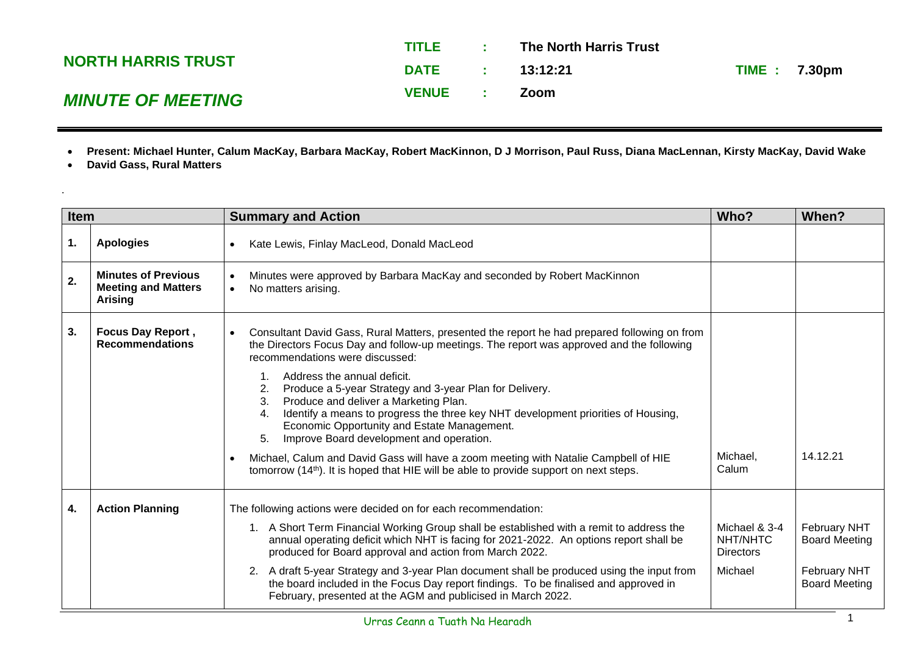## NORTH HARRIS TRUST

## *MINUTE OF MEETING*

**TITLE : The North Harris Trust**

**DATE : 13:12:21** **TIME : 7.30pm**

**VENUE : Zoom**

- **Present: Michael Hunter, Calum MacKay, Barbara MacKay, Robert MacKinnon, D J Morrison, Paul Russ, Diana MacLennan, Kirsty MacKay, David Wake**
- **David Gass, Rural Matters**

| Item | | Summary and Action | Who? | When? |
|---|---|---|---|---|
| **1.** | **Apologies** | • Kate Lewis, Finlay MacLeod, Donald MacLeod | | |
| **2.** | **Minutes of Previous Meeting and Matters Arising** | • Minutes were approved by Barbara MacKay and seconded by Robert MacKinnon<br>• No matters arising. | | |
| **3.** | **Focus Day Report , Recommendations** | • Consultant David Gass, Rural Matters, presented the report he had prepared following on from the Directors Focus Day and follow-up meetings. The report was approved and the following recommendations were discussed:<br>1. Address the annual deficit.<br>2. Produce a 5-year Strategy and 3-year Plan for Delivery.<br>3. Produce and deliver a Marketing Plan.<br>4. Identify a means to progress the three key NHT development priorities of Housing, Economic Opportunity and Estate Management.<br>5. Improve Board development and operation. | | |
| | | • Michael, Calum and David Gass will have a zoom meeting with Natalie Campbell of HIE tomorrow (14th). It is hoped that HIE will be able to provide support on next steps. | Michael, Calum | 14.12.21 |
| **4.** | **Action Planning** | The following actions were decided on for each recommendation: | | |
| | | 1. A Short Term Financial Working Group shall be established with a remit to address the annual operating deficit which NHT is facing for 2021-2022. An options report shall be produced for Board approval and action from March 2022. | Michael & 3-4 NHT/NHTC Directors | February NHT Board Meeting |
| | | 2. A draft 5-year Strategy and 3-year Plan document shall be produced using the input from the board included in the Focus Day report findings. To be finalised and approved in February, presented at the AGM and publicised in March 2022. | Michael | February NHT Board Meeting |

Urras Ceann a Tuath Na Hearadh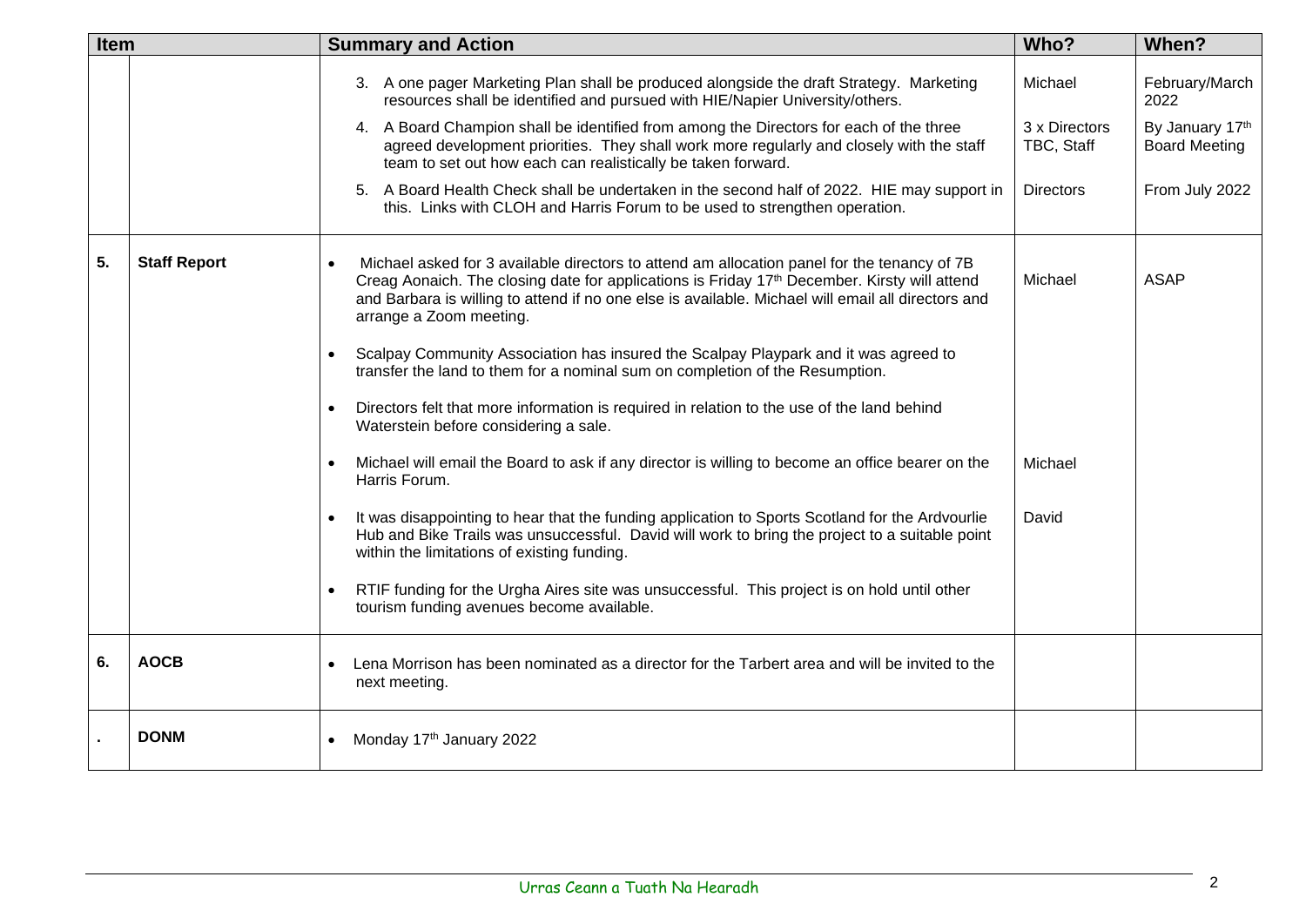| Item | | Summary and Action | Who? | When? |
|---|---|---|---|---|
| | | 3. A one pager Marketing Plan shall be produced alongside the draft Strategy. Marketing resources shall be identified and pursued with HIE/Napier University/others. | Michael | February/March 2022 |
| | | 4. A Board Champion shall be identified from among the Directors for each of the three agreed development priorities. They shall work more regularly and closely with the staff team to set out how each can realistically be taken forward. | 3 x Directors TBC, Staff | By January 17th Board Meeting |
| | | 5. A Board Health Check shall be undertaken in the second half of 2022. HIE may support in this. Links with CLOH and Harris Forum to be used to strengthen operation. | Directors | From July 2022 |
| 5. | **Staff Report** | • Michael asked for 3 available directors to attend am allocation panel for the tenancy of 7B Creag Aonaich. The closing date for applications is Friday 17th December. Kirsty will attend and Barbara is willing to attend if no one else is available. Michael will email all directors and arrange a Zoom meeting. | Michael | ASAP |
| | | • Scalpay Community Association has insured the Scalpay Playpark and it was agreed to transfer the land to them for a nominal sum on completion of the Resumption. | | |
| | | • Directors felt that more information is required in relation to the use of the land behind Waterstein before considering a sale. | | |
| | | • Michael will email the Board to ask if any director is willing to become an office bearer on the Harris Forum. | Michael | |
| | | • It was disappointing to hear that the funding application to Sports Scotland for the Ardvourlie Hub and Bike Trails was unsuccessful. David will work to bring the project to a suitable point within the limitations of existing funding. | David | |
| | | • RTIF funding for the Urgha Aires site was unsuccessful. This project is on hold until other tourism funding avenues become available. | | |
| 6. | **AOCB** | • Lena Morrison has been nominated as a director for the Tarbert area and will be invited to the next meeting. | | |
| . | **DONM** | • Monday 17th January 2022 | | |

Urras Ceann a Tuath Na Hearadh